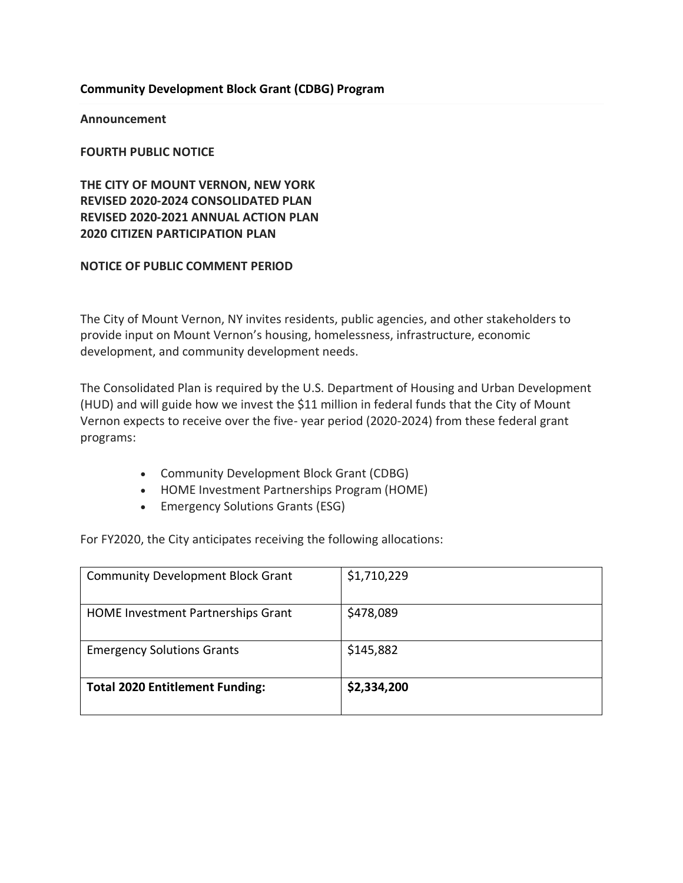**Community Development Block Grant (CDBG) Program**

---

**Announcement**

**FOURTH PUBLIC NOTICE**

**THE CITY OF MOUNT VERNON, NEW YORK**
**REVISED 2020-2024 CONSOLIDATED PLAN**
**REVISED 2020-2021 ANNUAL ACTION PLAN**
**2020 CITIZEN PARTICIPATION PLAN**

**NOTICE OF PUBLIC COMMENT PERIOD**

The City of Mount Vernon, NY invites residents, public agencies, and other stakeholders to provide input on Mount Vernon's housing, homelessness, infrastructure, economic development, and community development needs.

The Consolidated Plan is required by the U.S. Department of Housing and Urban Development (HUD) and will guide how we invest the $11 million in federal funds that the City of Mount Vernon expects to receive over the five- year period (2020-2024) from these federal grant programs:

- Community Development Block Grant (CDBG)
- HOME Investment Partnerships Program (HOME)
- Emergency Solutions Grants (ESG)

For FY2020, the City anticipates receiving the following allocations:

| | |
|---|---|
| Community Development Block Grant | $1,710,229 |
| HOME Investment Partnerships Grant | $478,089 |
| Emergency Solutions Grants | $145,882 |
| **Total 2020 Entitlement Funding:** | **$2,334,200** |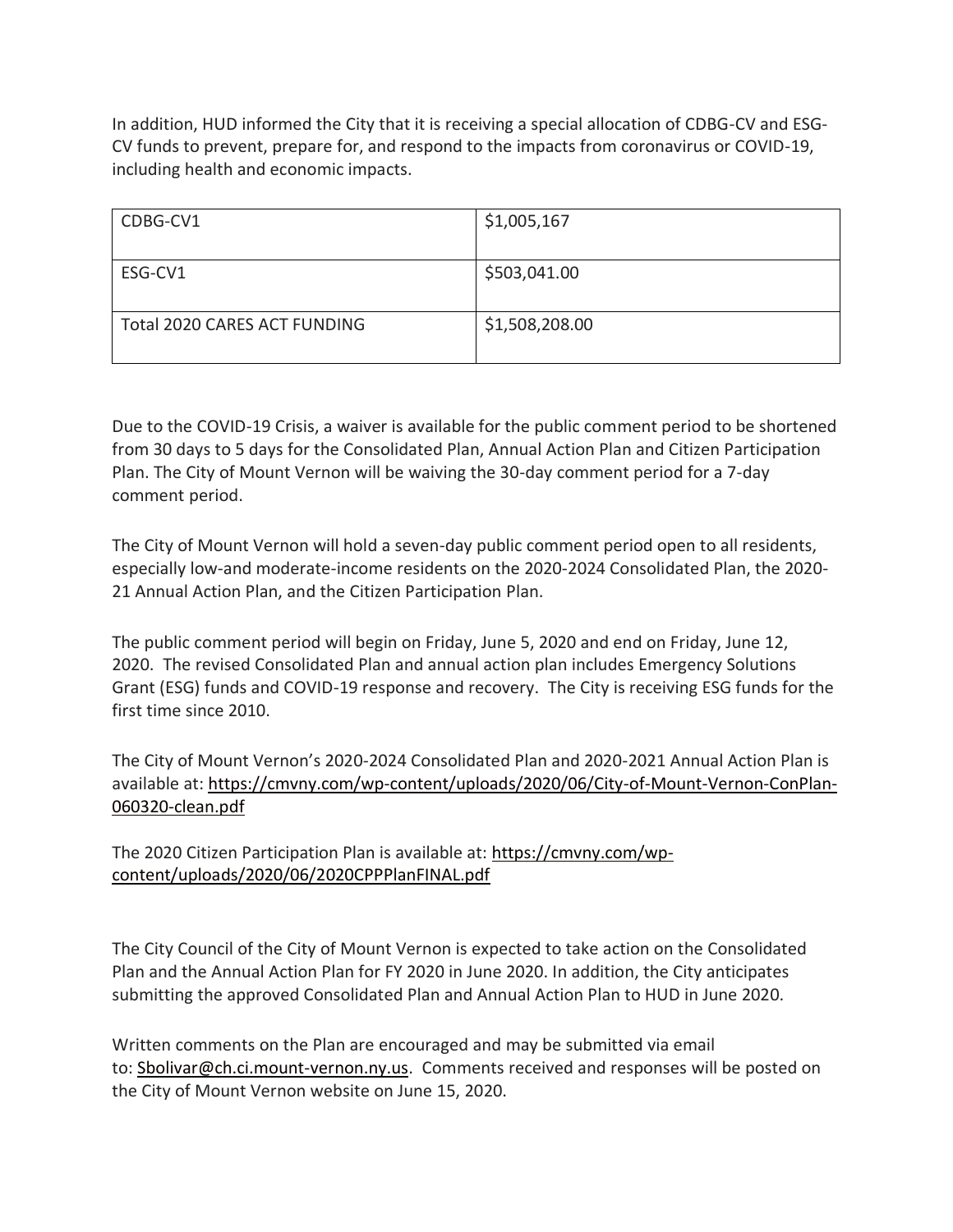In addition, HUD informed the City that it is receiving a special allocation of CDBG-CV and ESG-CV funds to prevent, prepare for, and respond to the impacts from coronavirus or COVID-19, including health and economic impacts.

| | |
|---|---|
| CDBG-CV1 | $1,005,167 |
| ESG-CV1 | $503,041.00 |
| Total 2020 CARES ACT FUNDING | $1,508,208.00 |

Due to the COVID-19 Crisis, a waiver is available for the public comment period to be shortened from 30 days to 5 days for the Consolidated Plan, Annual Action Plan and Citizen Participation Plan. The City of Mount Vernon will be waiving the 30-day comment period for a 7-day comment period.

The City of Mount Vernon will hold a seven-day public comment period open to all residents, especially low-and moderate-income residents on the 2020-2024 Consolidated Plan, the 2020-21 Annual Action Plan, and the Citizen Participation Plan.

The public comment period will begin on Friday, June 5, 2020 and end on Friday, June 12, 2020. The revised Consolidated Plan and annual action plan includes Emergency Solutions Grant (ESG) funds and COVID-19 response and recovery. The City is receiving ESG funds for the first time since 2010.

The City of Mount Vernon's 2020-2024 Consolidated Plan and 2020-2021 Annual Action Plan is available at: https://cmvny.com/wp-content/uploads/2020/06/City-of-Mount-Vernon-ConPlan-060320-clean.pdf

The 2020 Citizen Participation Plan is available at: https://cmvny.com/wp-content/uploads/2020/06/2020CPPPlanFINAL.pdf

The City Council of the City of Mount Vernon is expected to take action on the Consolidated Plan and the Annual Action Plan for FY 2020 in June 2020. In addition, the City anticipates submitting the approved Consolidated Plan and Annual Action Plan to HUD in June 2020.

Written comments on the Plan are encouraged and may be submitted via email to: Sbolivar@ch.ci.mount-vernon.ny.us. Comments received and responses will be posted on the City of Mount Vernon website on June 15, 2020.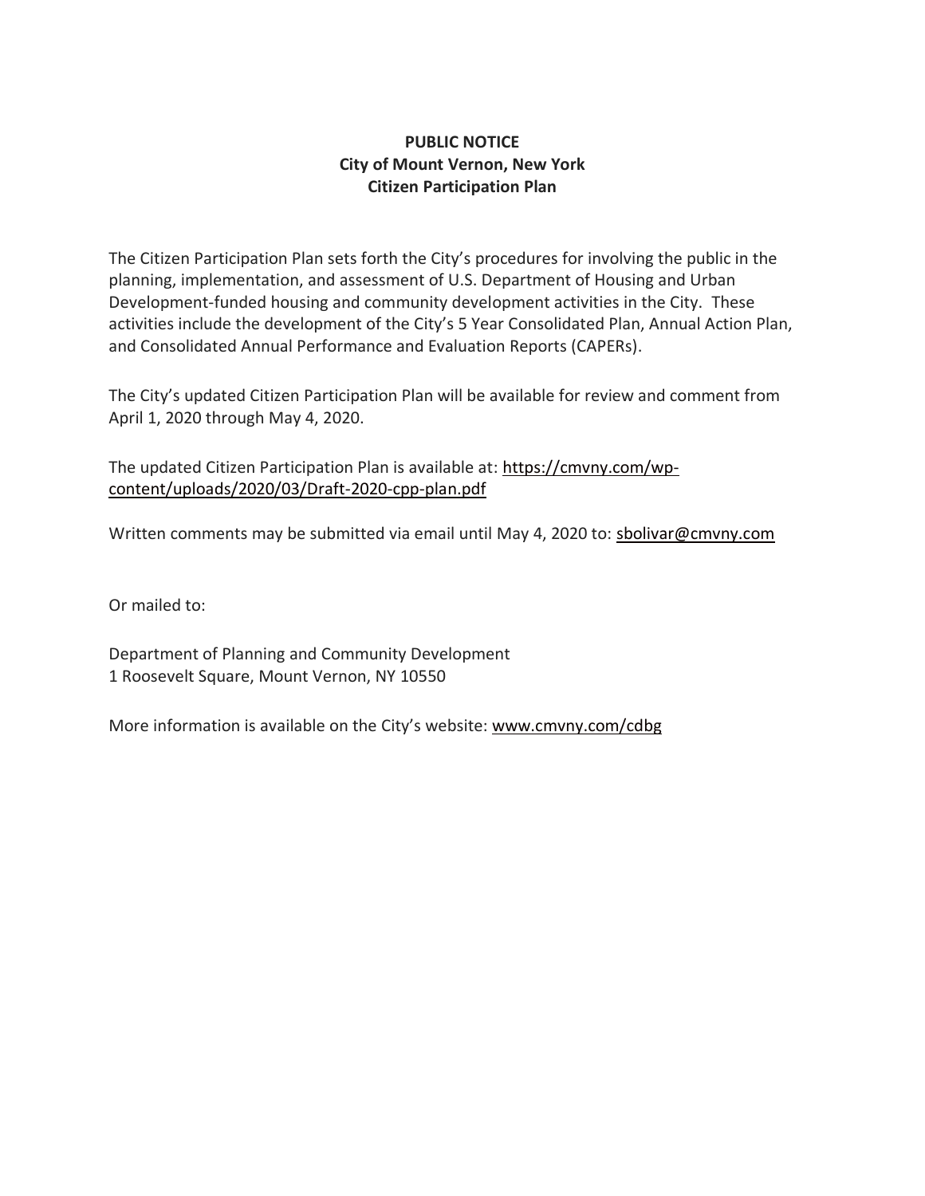**PUBLIC NOTICE**
**City of Mount Vernon, New York**
**Citizen Participation Plan**

The Citizen Participation Plan sets forth the City's procedures for involving the public in the planning, implementation, and assessment of U.S. Department of Housing and Urban Development-funded housing and community development activities in the City. These activities include the development of the City's 5 Year Consolidated Plan, Annual Action Plan, and Consolidated Annual Performance and Evaluation Reports (CAPERs).

The City's updated Citizen Participation Plan will be available for review and comment from April 1, 2020 through May 4, 2020.

The updated Citizen Participation Plan is available at: https://cmvny.com/wp-content/uploads/2020/03/Draft-2020-cpp-plan.pdf

Written comments may be submitted via email until May 4, 2020 to: sbolivar@cmvny.com

Or mailed to:

Department of Planning and Community Development
1 Roosevelt Square, Mount Vernon, NY 10550

More information is available on the City's website: www.cmvny.com/cdbg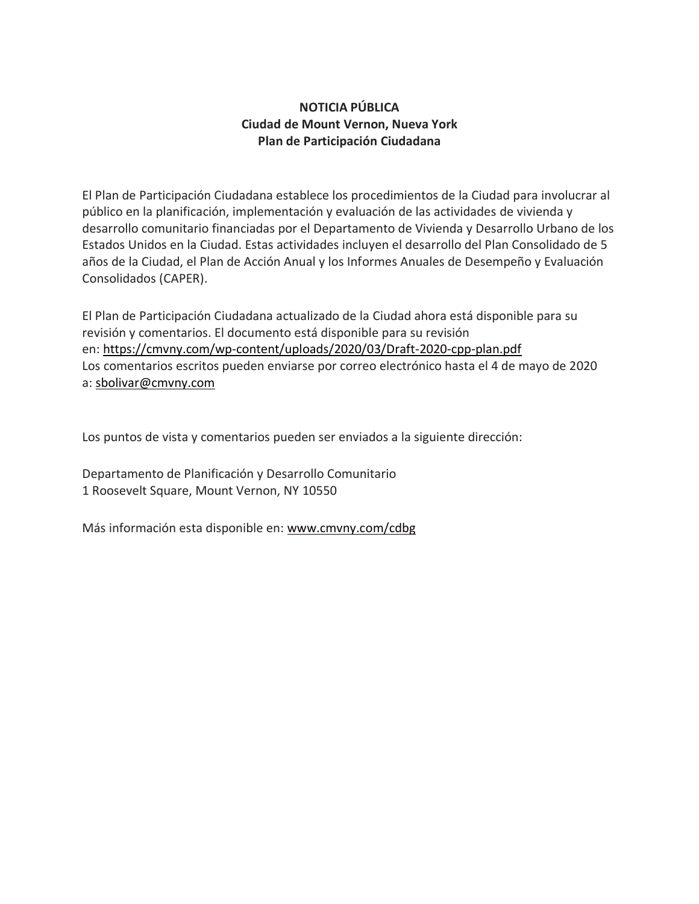**NOTICIA PÚBLICA**
**Ciudad de Mount Vernon, Nueva York**
**Plan de Participación Ciudadana**

El Plan de Participación Ciudadana establece los procedimientos de la Ciudad para involucrar al público en la planificación, implementación y evaluación de las actividades de vivienda y desarrollo comunitario financiadas por el Departamento de Vivienda y Desarrollo Urbano de los Estados Unidos en la Ciudad. Estas actividades incluyen el desarrollo del Plan Consolidado de 5 años de la Ciudad, el Plan de Acción Anual y los Informes Anuales de Desempeño y Evaluación Consolidados (CAPER).

El Plan de Participación Ciudadana actualizado de la Ciudad ahora está disponible para su revisión y comentarios. El documento está disponible para su revisión en: https://cmvny.com/wp-content/uploads/2020/03/Draft-2020-cpp-plan.pdf
Los comentarios escritos pueden enviarse por correo electrónico hasta el 4 de mayo de 2020 a: sbolivar@cmvny.com

Los puntos de vista y comentarios pueden ser enviados a la siguiente dirección:

Departamento de Planificación y Desarrollo Comunitario
1 Roosevelt Square, Mount Vernon, NY 10550

Más información esta disponible en: www.cmvny.com/cdbg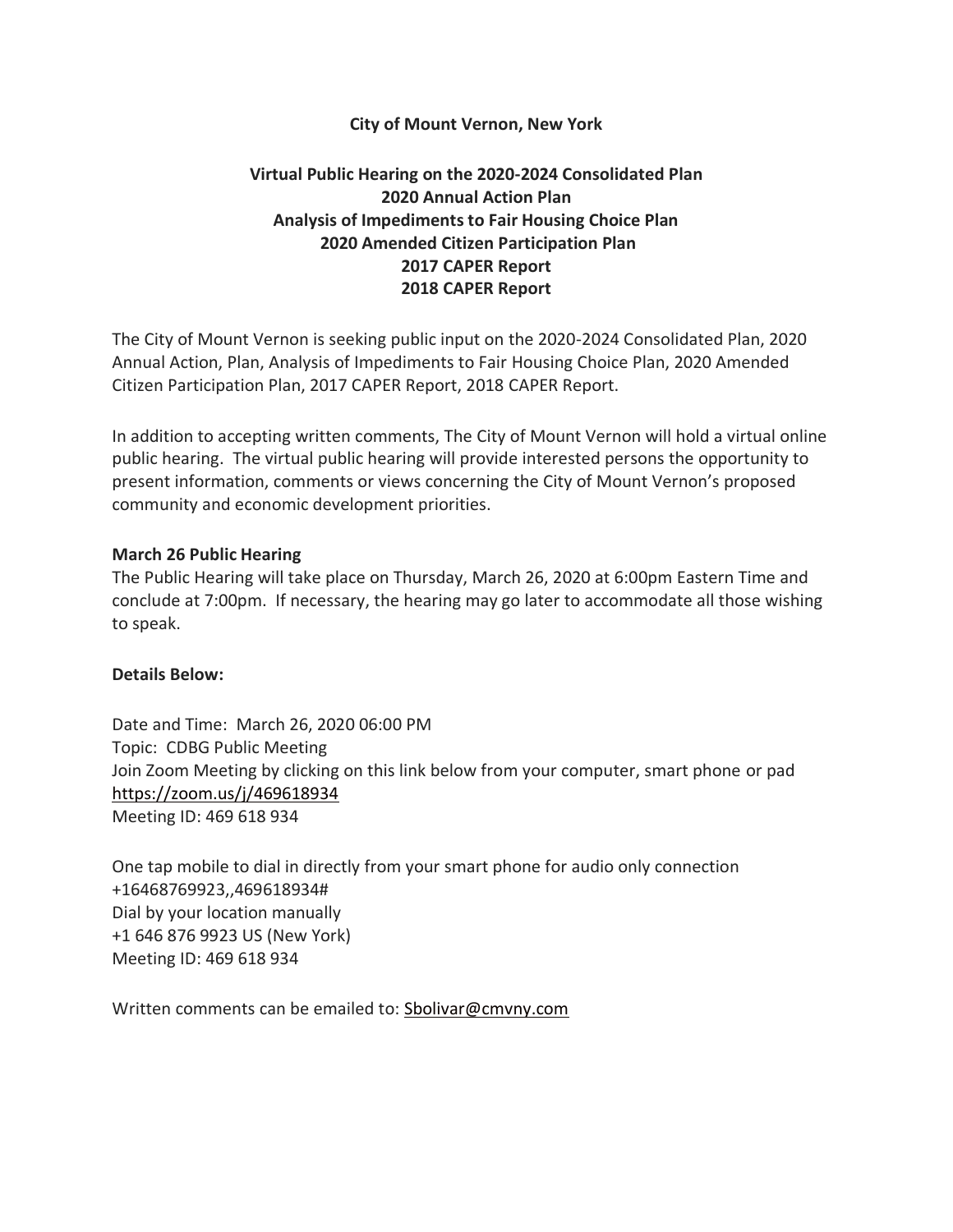**City of Mount Vernon, New York**

**Virtual Public Hearing on the 2020-2024 Consolidated Plan**
**2020 Annual Action Plan**
**Analysis of Impediments to Fair Housing Choice Plan**
**2020 Amended Citizen Participation Plan**
**2017 CAPER Report**
**2018 CAPER Report**

The City of Mount Vernon is seeking public input on the 2020-2024 Consolidated Plan, 2020 Annual Action, Plan, Analysis of Impediments to Fair Housing Choice Plan, 2020 Amended Citizen Participation Plan, 2017 CAPER Report, 2018 CAPER Report.

In addition to accepting written comments, The City of Mount Vernon will hold a virtual online public hearing. The virtual public hearing will provide interested persons the opportunity to present information, comments or views concerning the City of Mount Vernon's proposed community and economic development priorities.

**March 26 Public Hearing**
The Public Hearing will take place on Thursday, March 26, 2020 at 6:00pm Eastern Time and conclude at 7:00pm. If necessary, the hearing may go later to accommodate all those wishing to speak.

**Details Below:**

Date and Time: March 26, 2020 06:00 PM
Topic: CDBG Public Meeting
Join Zoom Meeting by clicking on this link below from your computer, smart phone or pad
https://zoom.us/j/469618934
Meeting ID: 469 618 934

One tap mobile to dial in directly from your smart phone for audio only connection
+16468769923,,469618934#
Dial by your location manually
+1 646 876 9923 US (New York)
Meeting ID: 469 618 934

Written comments can be emailed to: Sbolivar@cmvny.com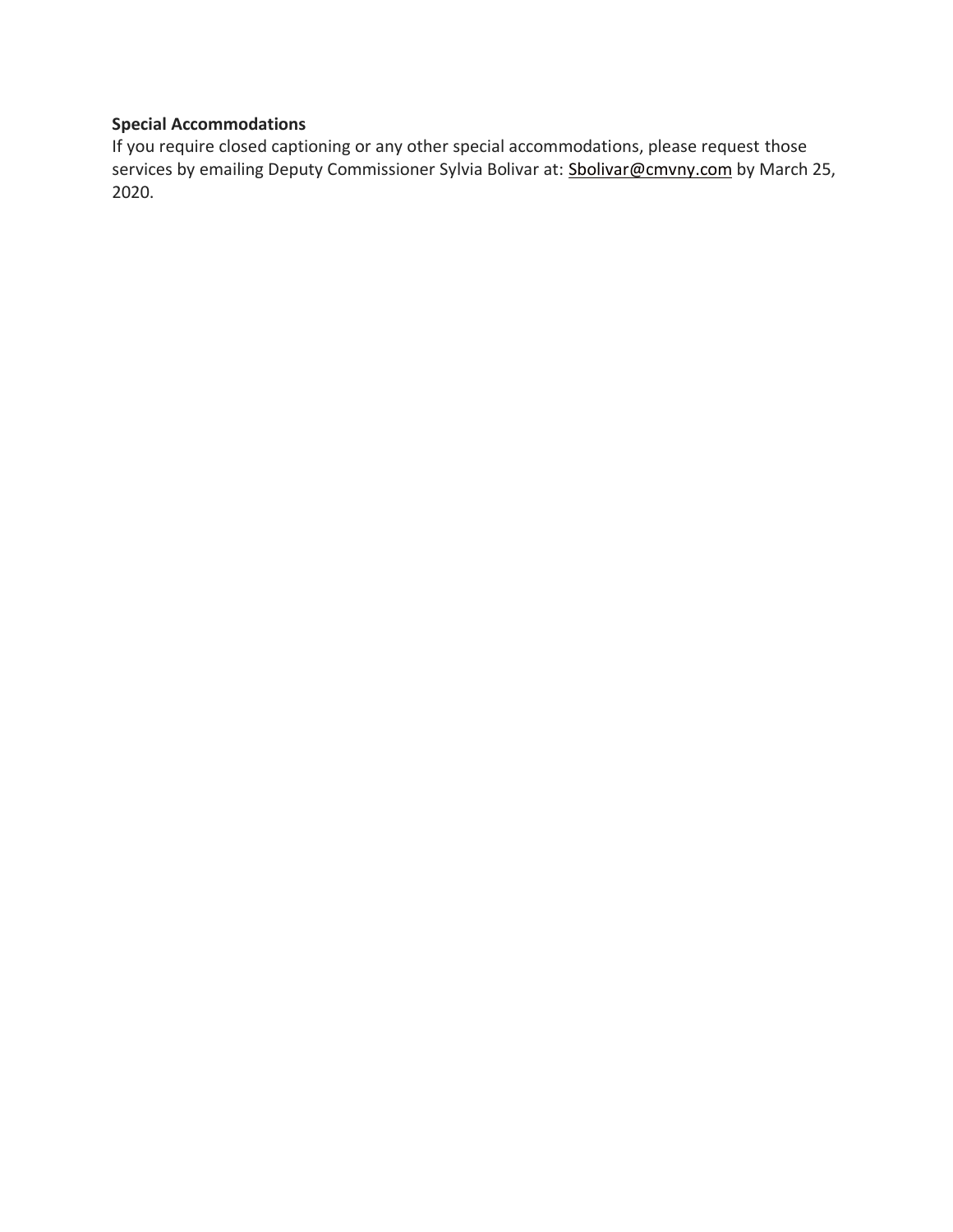**Special Accommodations**

If you require closed captioning or any other special accommodations, please request those services by emailing Deputy Commissioner Sylvia Bolivar at: Sbolivar@cmvny.com by March 25, 2020.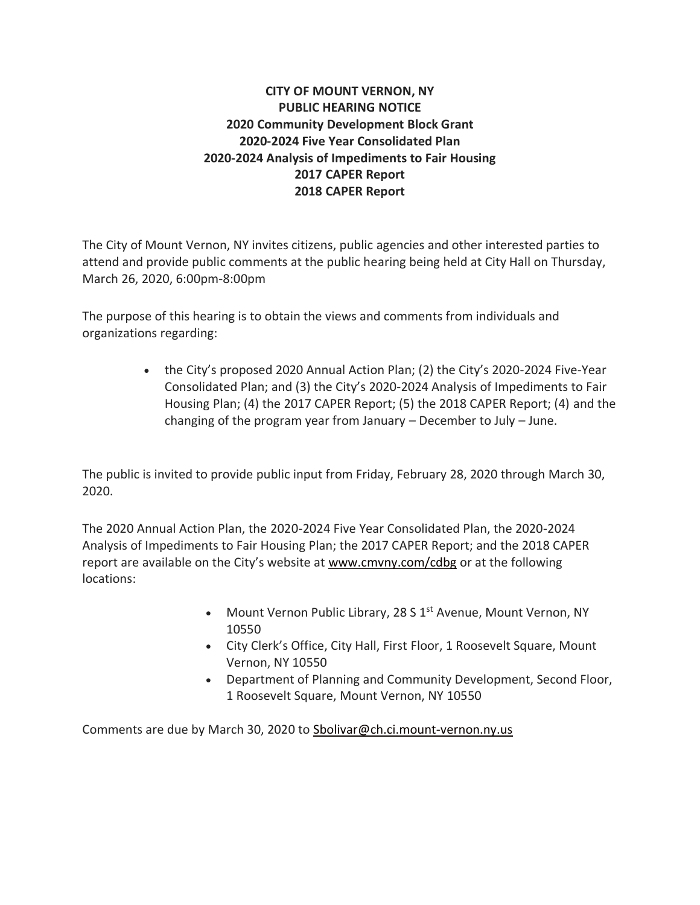**CITY OF MOUNT VERNON, NY**
**PUBLIC HEARING NOTICE**
**2020 Community Development Block Grant**
**2020-2024 Five Year Consolidated Plan**
**2020-2024 Analysis of Impediments to Fair Housing**
**2017 CAPER Report**
**2018 CAPER Report**

The City of Mount Vernon, NY invites citizens, public agencies and other interested parties to attend and provide public comments at the public hearing being held at City Hall on Thursday, March 26, 2020, 6:00pm-8:00pm

The purpose of this hearing is to obtain the views and comments from individuals and organizations regarding:

- the City's proposed 2020 Annual Action Plan; (2) the City's 2020-2024 Five-Year Consolidated Plan; and (3) the City's 2020-2024 Analysis of Impediments to Fair Housing Plan; (4) the 2017 CAPER Report; (5) the 2018 CAPER Report; (4) and the changing of the program year from January – December to July – June.

The public is invited to provide public input from Friday, February 28, 2020 through March 30, 2020.

The 2020 Annual Action Plan, the 2020-2024 Five Year Consolidated Plan, the 2020-2024 Analysis of Impediments to Fair Housing Plan; the 2017 CAPER Report; and the 2018 CAPER report are available on the City's website at www.cmvny.com/cdbg or at the following locations:

- Mount Vernon Public Library, 28 S 1st Avenue, Mount Vernon, NY 10550
- City Clerk's Office, City Hall, First Floor, 1 Roosevelt Square, Mount Vernon, NY 10550
- Department of Planning and Community Development, Second Floor, 1 Roosevelt Square, Mount Vernon, NY 10550

Comments are due by March 30, 2020 to Sbolivar@ch.ci.mount-vernon.ny.us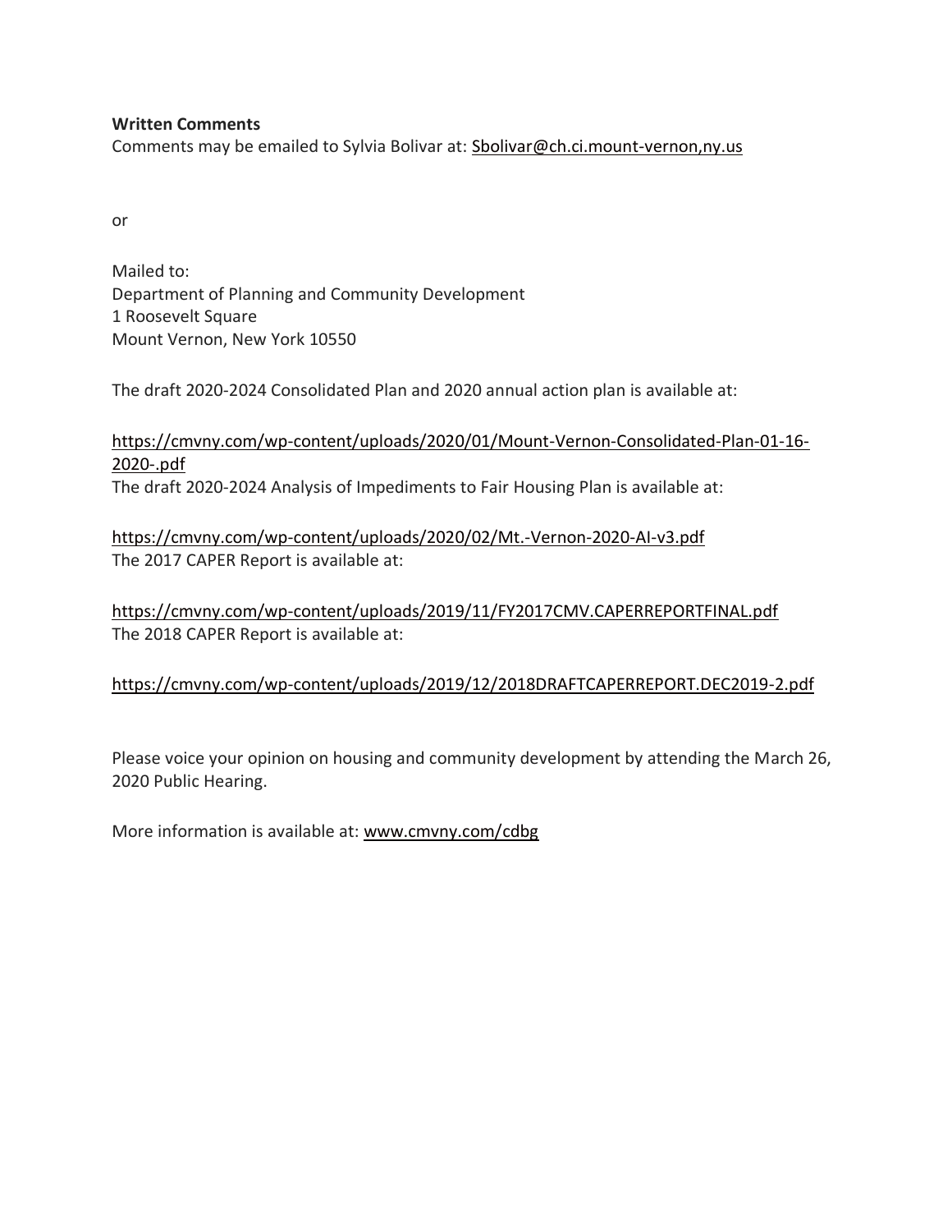**Written Comments**

Comments may be emailed to Sylvia Bolivar at: Sbolivar@ch.ci.mount-vernon,ny.us

or

Mailed to:
Department of Planning and Community Development
1 Roosevelt Square
Mount Vernon, New York 10550

The draft 2020-2024 Consolidated Plan and 2020 annual action plan is available at:

https://cmvny.com/wp-content/uploads/2020/01/Mount-Vernon-Consolidated-Plan-01-16-2020-.pdf

The draft 2020-2024 Analysis of Impediments to Fair Housing Plan is available at:

https://cmvny.com/wp-content/uploads/2020/02/Mt.-Vernon-2020-AI-v3.pdf

The 2017 CAPER Report is available at:

https://cmvny.com/wp-content/uploads/2019/11/FY2017CMV.CAPERREPORTFINAL.pdf

The 2018 CAPER Report is available at:

https://cmvny.com/wp-content/uploads/2019/12/2018DRAFTCAPERREPORT.DEC2019-2.pdf

Please voice your opinion on housing and community development by attending the March 26, 2020 Public Hearing.

More information is available at: www.cmvny.com/cdbg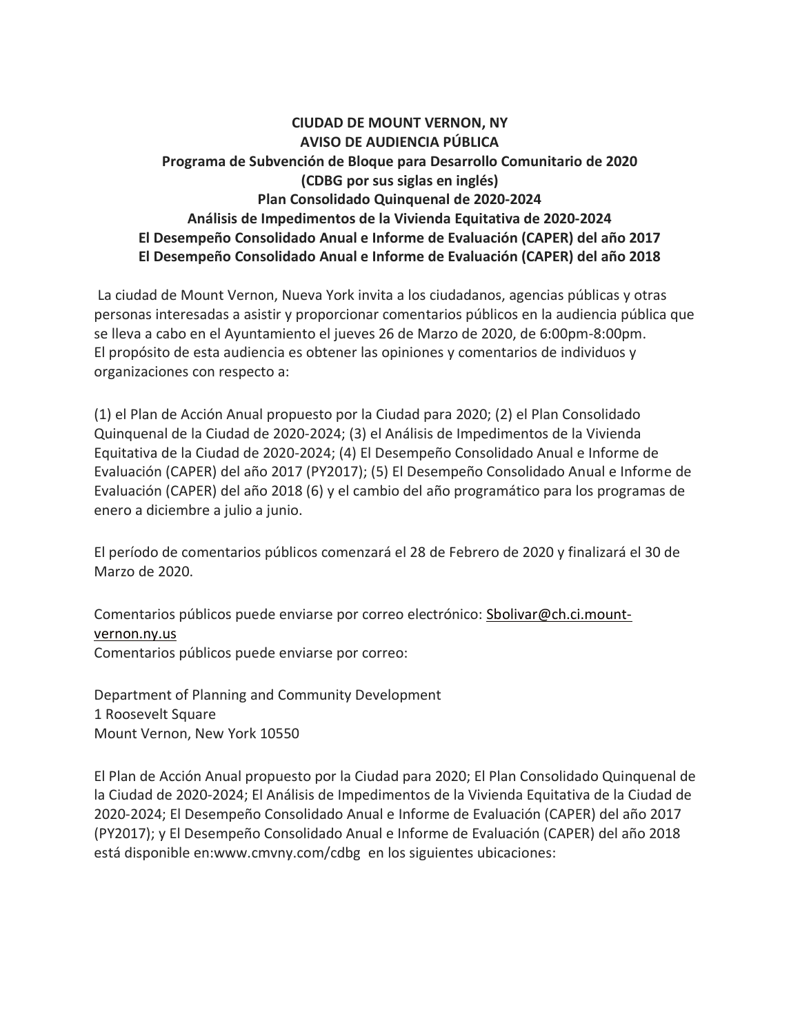**CIUDAD DE MOUNT VERNON, NY**
**AVISO DE AUDIENCIA PÚBLICA**
**Programa de Subvención de Bloque para Desarrollo Comunitario de 2020**
**(CDBG por sus siglas en inglés)**
**Plan Consolidado Quinquenal de 2020-2024**
**Análisis de Impedimentos de la Vivienda Equitativa de 2020-2024**
**El Desempeño Consolidado Anual e Informe de Evaluación (CAPER) del año 2017**
**El Desempeño Consolidado Anual e Informe de Evaluación (CAPER) del año 2018**

La ciudad de Mount Vernon, Nueva York invita a los ciudadanos, agencias públicas y otras personas interesadas a asistir y proporcionar comentarios públicos en la audiencia pública que se lleva a cabo en el Ayuntamiento el jueves 26 de Marzo de 2020, de 6:00pm-8:00pm. El propósito de esta audiencia es obtener las opiniones y comentarios de individuos y organizaciones con respecto a:

(1) el Plan de Acción Anual propuesto por la Ciudad para 2020; (2) el Plan Consolidado Quinquenal de la Ciudad de 2020-2024; (3) el Análisis de Impedimentos de la Vivienda Equitativa de la Ciudad de 2020-2024; (4) El Desempeño Consolidado Anual e Informe de Evaluación (CAPER) del año 2017 (PY2017); (5) El Desempeño Consolidado Anual e Informe de Evaluación (CAPER) del año 2018 (6) y el cambio del año programático para los programas de enero a diciembre a julio a junio.

El período de comentarios públicos comenzará el 28 de Febrero de 2020 y finalizará el 30 de Marzo de 2020.

Comentarios públicos puede enviarse por correo electrónico: Sbolivar@ch.ci.mount-vernon.ny.us
Comentarios públicos puede enviarse por correo:

Department of Planning and Community Development
1 Roosevelt Square
Mount Vernon, New York 10550

El Plan de Acción Anual propuesto por la Ciudad para 2020; El Plan Consolidado Quinquenal de la Ciudad de 2020-2024; El Análisis de Impedimentos de la Vivienda Equitativa de la Ciudad de 2020-2024; El Desempeño Consolidado Anual e Informe de Evaluación (CAPER) del año 2017 (PY2017); y El Desempeño Consolidado Anual e Informe de Evaluación (CAPER) del año 2018 está disponible en:www.cmvny.com/cdbg en los siguientes ubicaciones: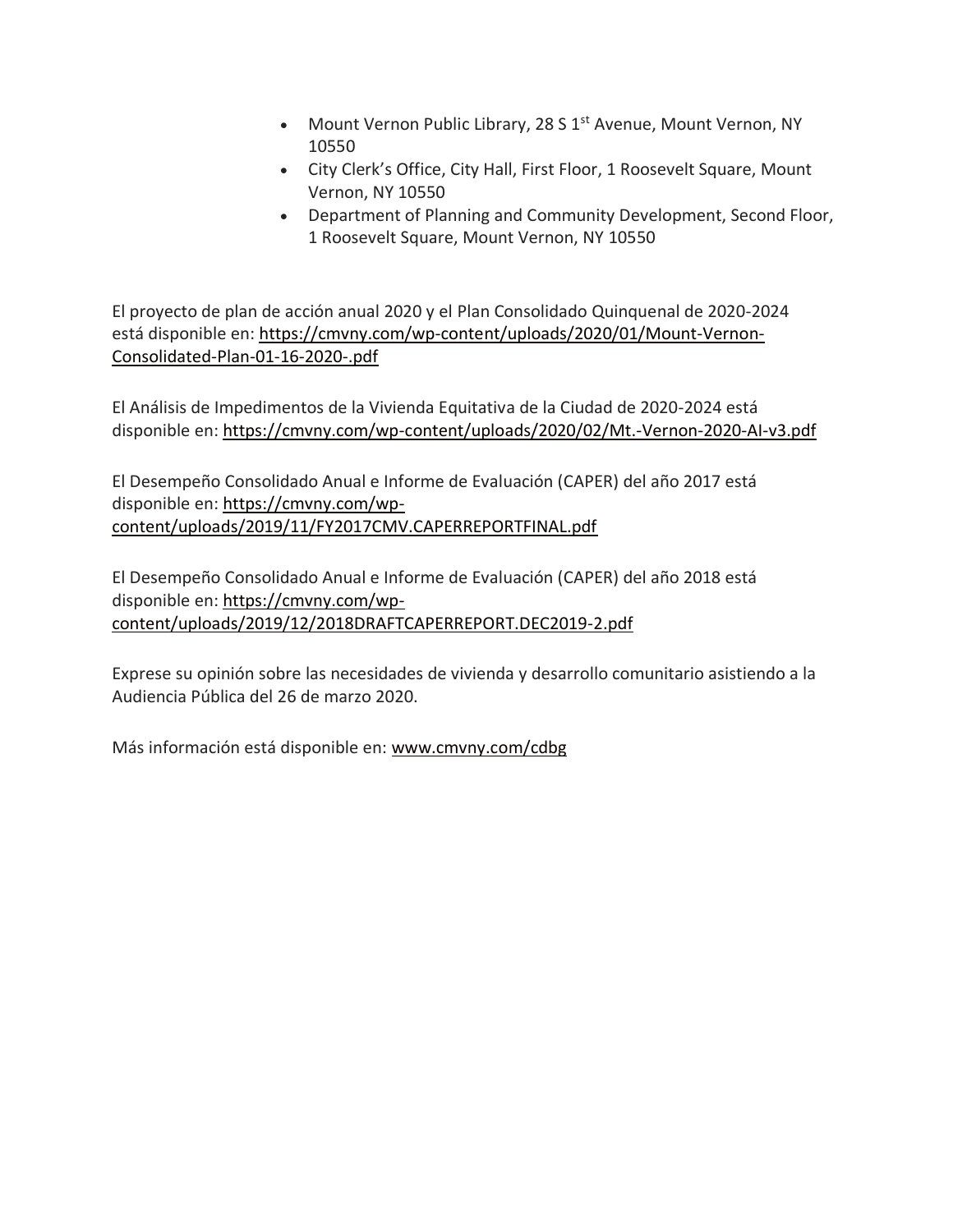- Mount Vernon Public Library, 28 S 1st Avenue, Mount Vernon, NY 10550
- City Clerk's Office, City Hall, First Floor, 1 Roosevelt Square, Mount Vernon, NY 10550
- Department of Planning and Community Development, Second Floor, 1 Roosevelt Square, Mount Vernon, NY 10550

El proyecto de plan de acción anual 2020 y el Plan Consolidado Quinquenal de 2020-2024 está disponible en: https://cmvny.com/wp-content/uploads/2020/01/Mount-Vernon-Consolidated-Plan-01-16-2020-.pdf

El Análisis de Impedimentos de la Vivienda Equitativa de la Ciudad de 2020-2024 está disponible en: https://cmvny.com/wp-content/uploads/2020/02/Mt.-Vernon-2020-AI-v3.pdf

El Desempeño Consolidado Anual e Informe de Evaluación (CAPER) del año 2017 está disponible en: https://cmvny.com/wp-content/uploads/2019/11/FY2017CMV.CAPERREPORTFINAL.pdf

El Desempeño Consolidado Anual e Informe de Evaluación (CAPER) del año 2018 está disponible en: https://cmvny.com/wp-content/uploads/2019/12/2018DRAFTCAPERREPORT.DEC2019-2.pdf

Exprese su opinión sobre las necesidades de vivienda y desarrollo comunitario asistiendo a la Audiencia Pública del 26 de marzo 2020.

Más información está disponible en: www.cmvny.com/cdbg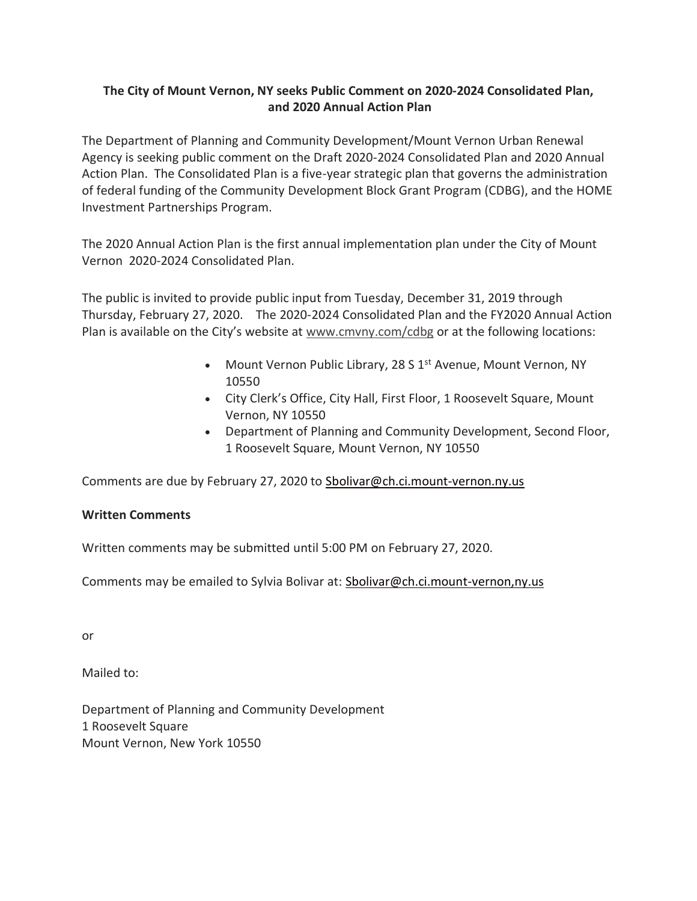**The City of Mount Vernon, NY seeks Public Comment on 2020-2024 Consolidated Plan, and 2020 Annual Action Plan**

The Department of Planning and Community Development/Mount Vernon Urban Renewal Agency is seeking public comment on the Draft 2020-2024 Consolidated Plan and 2020 Annual Action Plan. The Consolidated Plan is a five-year strategic plan that governs the administration of federal funding of the Community Development Block Grant Program (CDBG), and the HOME Investment Partnerships Program.

The 2020 Annual Action Plan is the first annual implementation plan under the City of Mount Vernon 2020-2024 Consolidated Plan.

The public is invited to provide public input from Tuesday, December 31, 2019 through Thursday, February 27, 2020. The 2020-2024 Consolidated Plan and the FY2020 Annual Action Plan is available on the City's website at www.cmvny.com/cdbg or at the following locations:

- Mount Vernon Public Library, 28 S 1st Avenue, Mount Vernon, NY 10550
- City Clerk's Office, City Hall, First Floor, 1 Roosevelt Square, Mount Vernon, NY 10550
- Department of Planning and Community Development, Second Floor, 1 Roosevelt Square, Mount Vernon, NY 10550

Comments are due by February 27, 2020 to Sbolivar@ch.ci.mount-vernon.ny.us

**Written Comments**

Written comments may be submitted until 5:00 PM on February 27, 2020.

Comments may be emailed to Sylvia Bolivar at: Sbolivar@ch.ci.mount-vernon,ny.us

or

Mailed to:

Department of Planning and Community Development
1 Roosevelt Square
Mount Vernon, New York 10550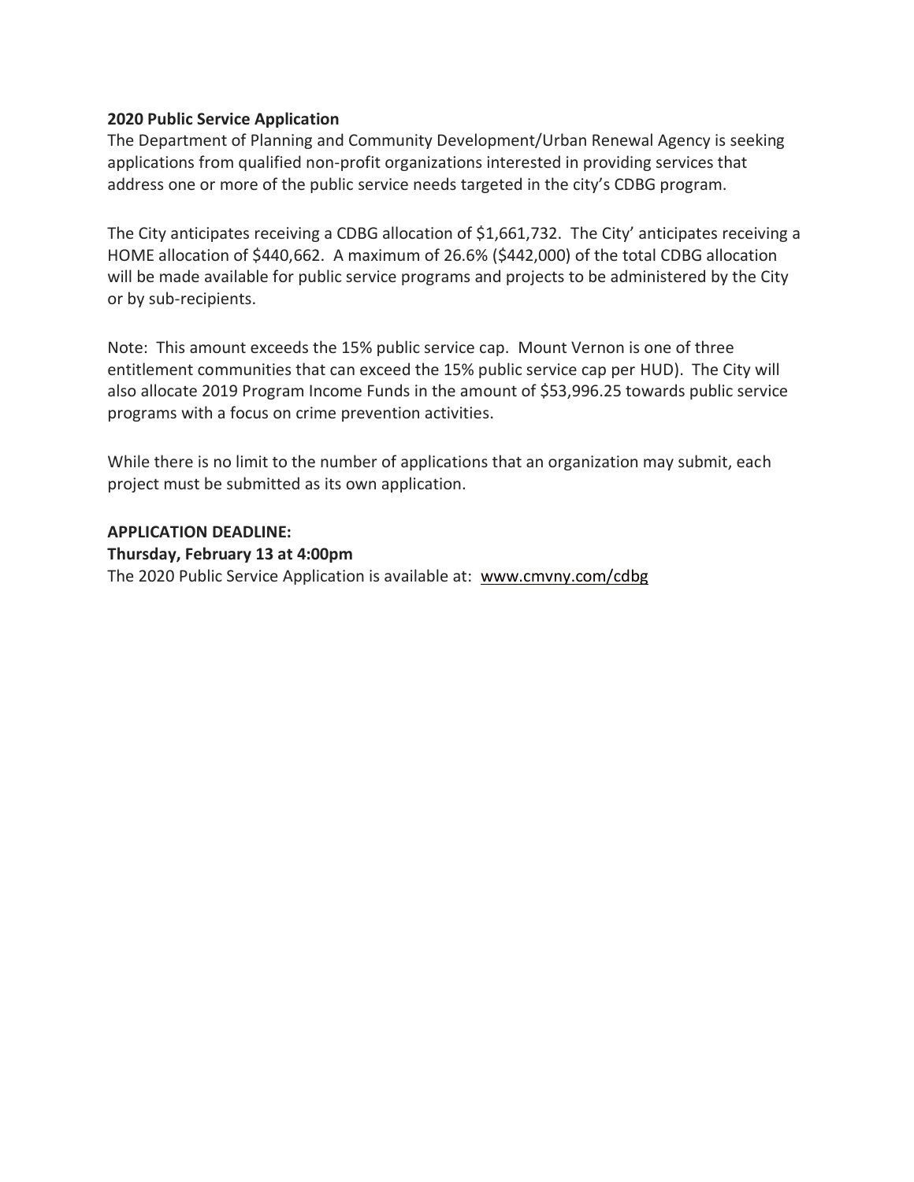**2020 Public Service Application**

The Department of Planning and Community Development/Urban Renewal Agency is seeking applications from qualified non-profit organizations interested in providing services that address one or more of the public service needs targeted in the city's CDBG program.

The City anticipates receiving a CDBG allocation of $1,661,732. The City' anticipates receiving a HOME allocation of $440,662. A maximum of 26.6% ($442,000) of the total CDBG allocation will be made available for public service programs and projects to be administered by the City or by sub-recipients.

Note: This amount exceeds the 15% public service cap. Mount Vernon is one of three entitlement communities that can exceed the 15% public service cap per HUD). The City will also allocate 2019 Program Income Funds in the amount of $53,996.25 towards public service programs with a focus on crime prevention activities.

While there is no limit to the number of applications that an organization may submit, each project must be submitted as its own application.

**APPLICATION DEADLINE:**

**Thursday, February 13 at 4:00pm**

The 2020 Public Service Application is available at: www.cmvny.com/cdbg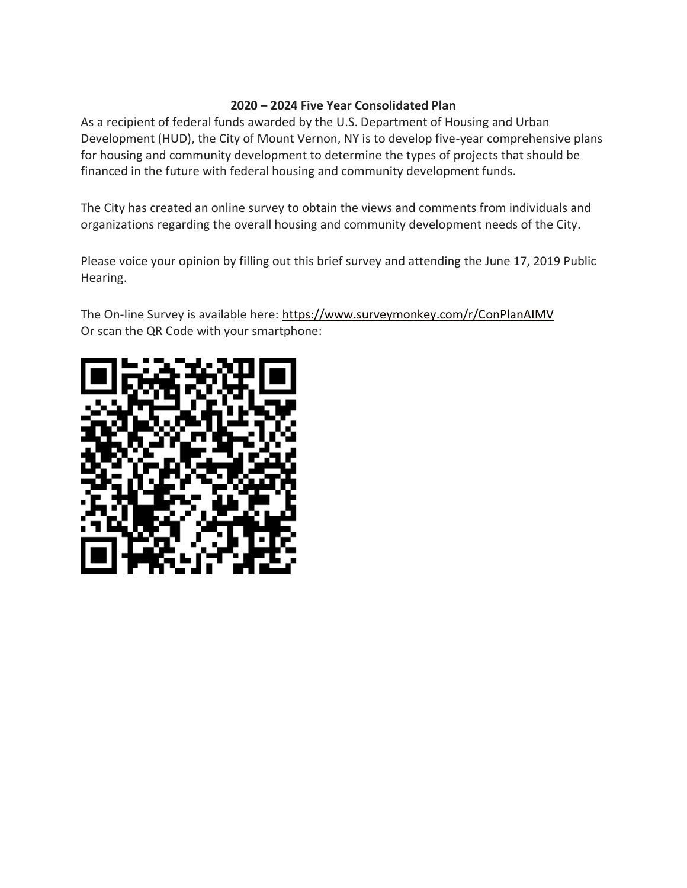**2020 – 2024 Five Year Consolidated Plan**

As a recipient of federal funds awarded by the U.S. Department of Housing and Urban Development (HUD), the City of Mount Vernon, NY is to develop five-year comprehensive plans for housing and community development to determine the types of projects that should be financed in the future with federal housing and community development funds.

The City has created an online survey to obtain the views and comments from individuals and organizations regarding the overall housing and community development needs of the City.

Please voice your opinion by filling out this brief survey and attending the June 17, 2019 Public Hearing.

The On-line Survey is available here: https://www.surveymonkey.com/r/ConPlanAIMV
Or scan the QR Code with your smartphone: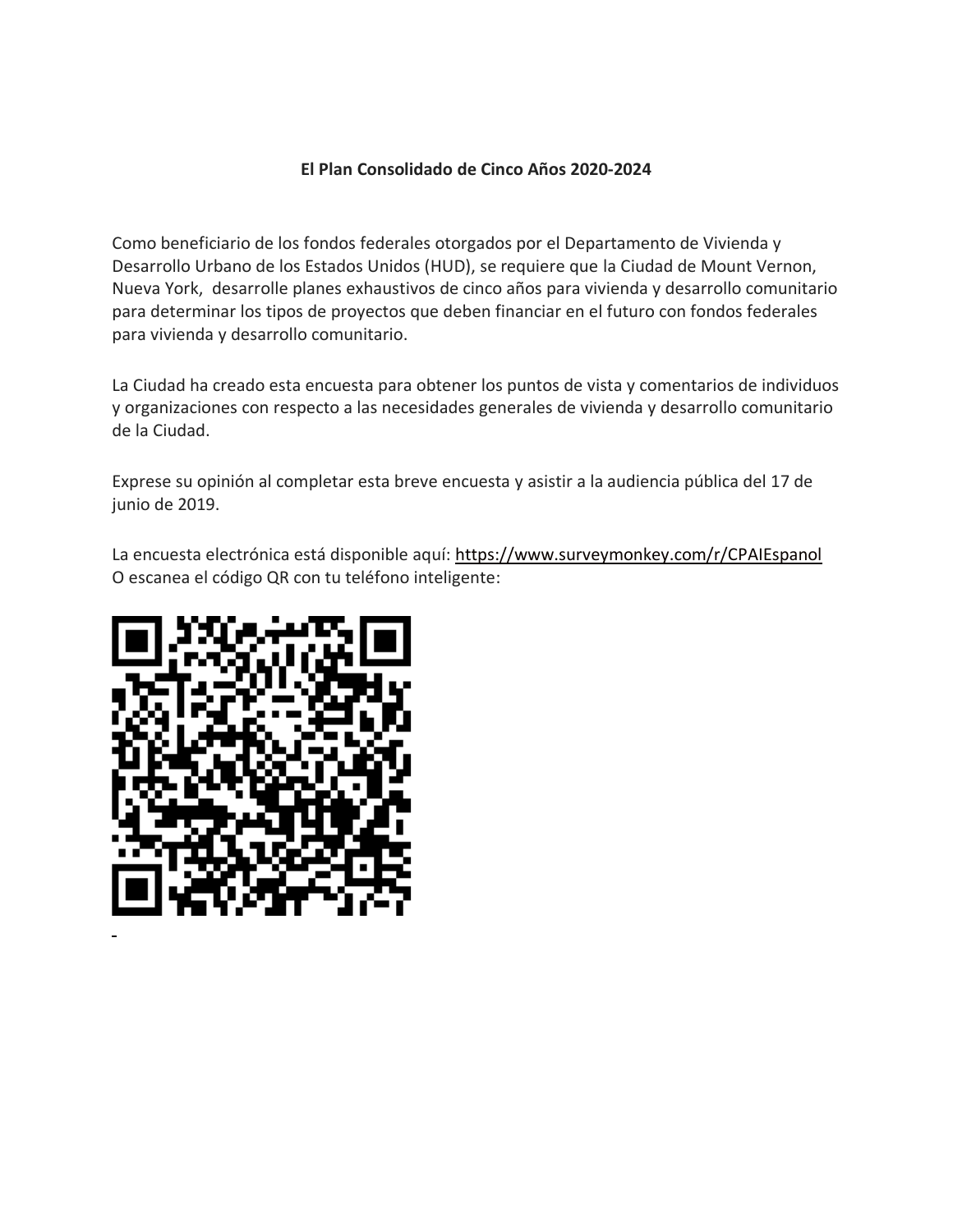**El Plan Consolidado de Cinco Años 2020-2024**

Como beneficiario de los fondos federales otorgados por el Departamento de Vivienda y Desarrollo Urbano de los Estados Unidos (HUD), se requiere que la Ciudad de Mount Vernon, Nueva York, desarrolle planes exhaustivos de cinco años para vivienda y desarrollo comunitario para determinar los tipos de proyectos que deben financiar en el futuro con fondos federales para vivienda y desarrollo comunitario.

La Ciudad ha creado esta encuesta para obtener los puntos de vista y comentarios de individuos y organizaciones con respecto a las necesidades generales de vivienda y desarrollo comunitario de la Ciudad.

Exprese su opinión al completar esta breve encuesta y asistir a la audiencia pública del 17 de junio de 2019.

La encuesta electrónica está disponible aquí: https://www.surveymonkey.com/r/CPAIEspanol
O escanea el código QR con tu teléfono inteligente: